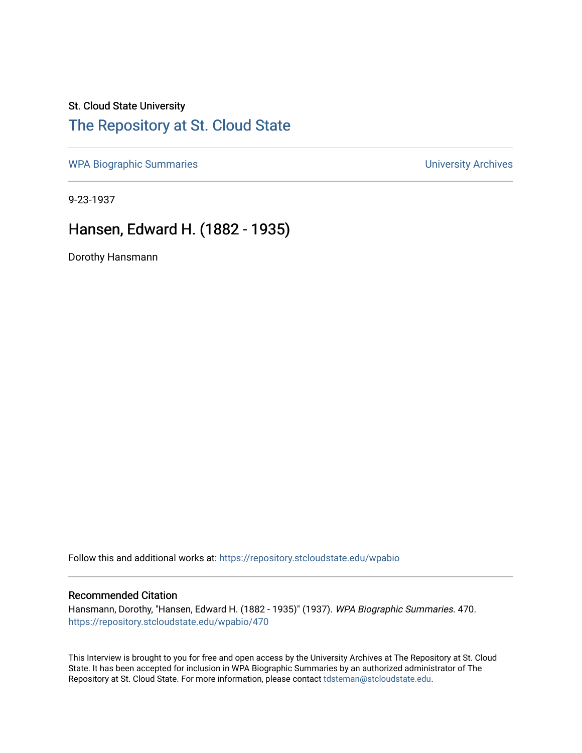St. Cloud State University

# The Repository at St. Cloud State

WPA Biographic Summaries | University Archives

9-23-1937

## Hansen, Edward H. (1882 - 1935)

Dorothy Hansmann

Follow this and additional works at: https://repository.stcloudstate.edu/wpabio

### Recommended Citation

Hansmann, Dorothy, "Hansen, Edward H. (1882 - 1935)" (1937). *WPA Biographic Summaries*. 470.
https://repository.stcloudstate.edu/wpabio/470

This Interview is brought to you for free and open access by the University Archives at The Repository at St. Cloud State. It has been accepted for inclusion in WPA Biographic Summaries by an authorized administrator of The Repository at St. Cloud State. For more information, please contact tdsteman@stcloudstate.edu.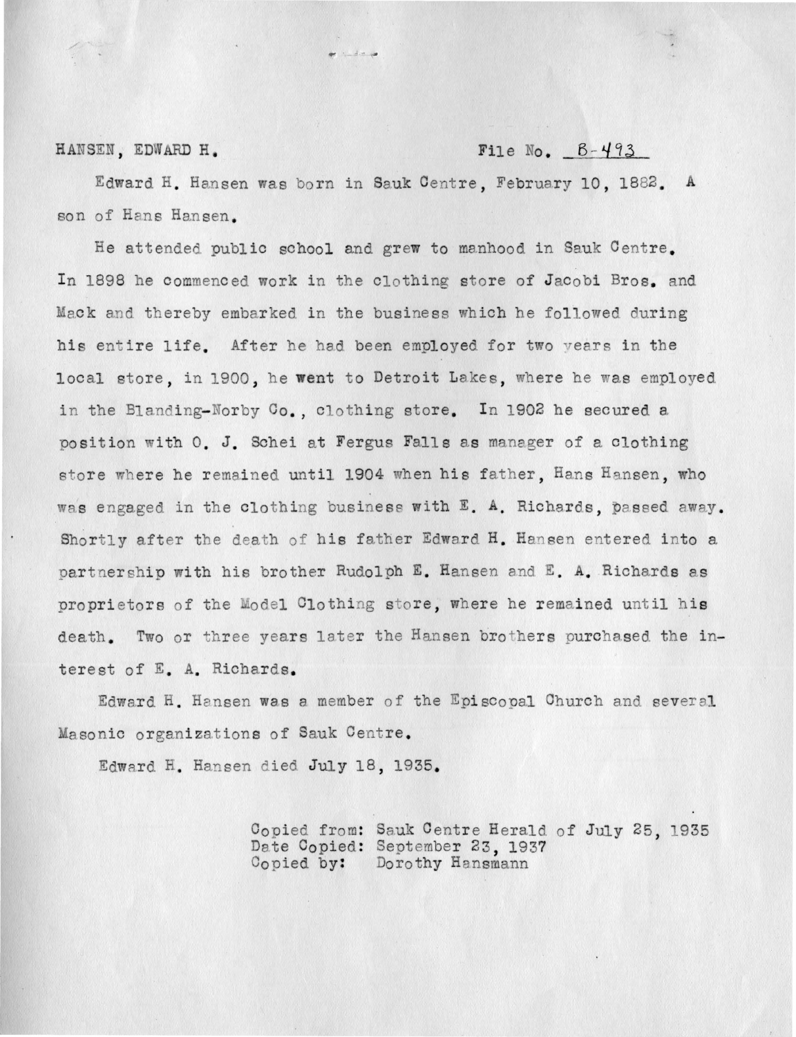HANSEN, EDWARD H. File No. B-493

Edward H. Hansen was born in Sauk Centre, February 10, 1882. A son of Hans Hansen.

He attended public school and grew to manhood in Sauk Centre. In 1898 he commenced work in the clothing store of Jacobi Bros. and Mack and thereby embarked in the business which he followed during his entire life. After he had been employed for two years in the local store, in 1900, he went to Detroit Lakes, where he was employed in the Blanding-Norby Co., clothing store. In 1902 he secured a position with O. J. Schei at Fergus Falls as manager of a clothing store where he remained until 1904 when his father, Hans Hansen, who was engaged in the clothing business with E. A. Richards, passed away. Shortly after the death of his father Edward H. Hansen entered into a partnership with his brother Rudolph E. Hansen and E. A. Richards as proprietors of the Model Clothing store, where he remained until his death. Two or three years later the Hansen brothers purchased the interest of E. A. Richards.

Edward H. Hansen was a member of the Episcopal Church and several Masonic organizations of Sauk Centre.

Edward H. Hansen died July 18, 1935.

Copied from: Sauk Centre Herald of July 25, 1935
Date Copied: September 23, 1937
Copied by: Dorothy Hansmann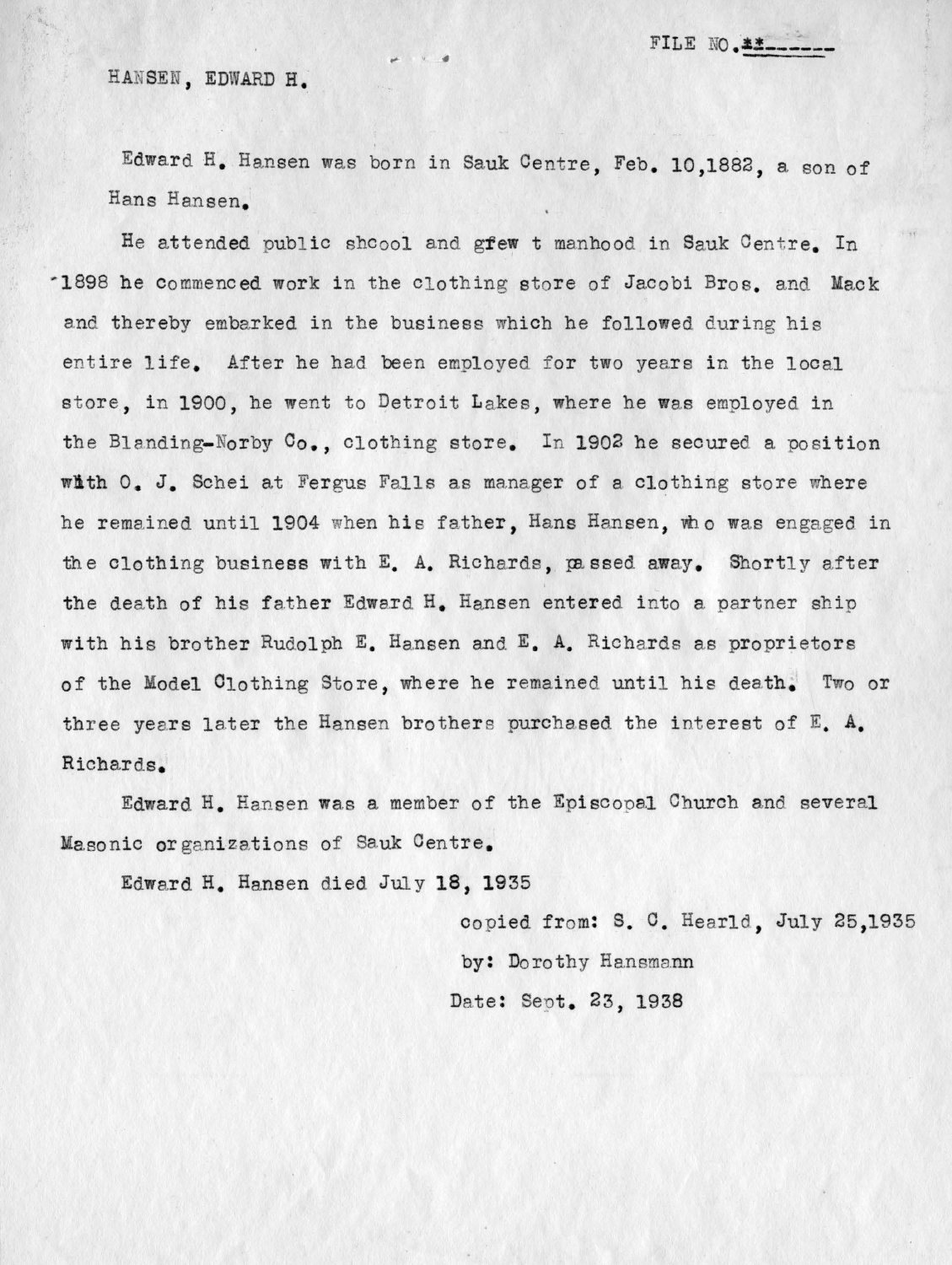FILE NO.**------

HANSEN, EDWARD H.

Edward H. Hansen was born in Sauk Centre, Feb. 10,1882, a son of Hans Hansen.

He attended public shcool and gfew t manhood in Sauk Centre. In 1898 he commenced work in the clothing store of Jacobi Bros. and Mack and thereby embarked in the business which he followed during his entire life. After he had been employed for two years in the local store, in 1900, he went to Detroit Lakes, where he was employed in the Blanding-Norby Co., clothing store. In 1902 he secured a position with O. J. Schei at Fergus Falls as manager of a clothing store where he remained until 1904 when his father, Hans Hansen, who was engaged in the clothing business with E. A. Richards, passed away. Shortly after the death of his father Edward H. Hansen entered into a partner ship with his brother Rudolph E. Hansen and E. A. Richards as proprietors of the Model Clothing Store, where he remained until his death. Two or three years later the Hansen brothers purchased the interest of E. A. Richards.

Edward H. Hansen was a member of the Episcopal Church and several Masonic organizations of Sauk Centre.

Edward H. Hansen died July 18, 1935

copied from: S. C. Hearld, July 25,1935

by: Dorothy Hansmann

Date: Sept. 23, 1938